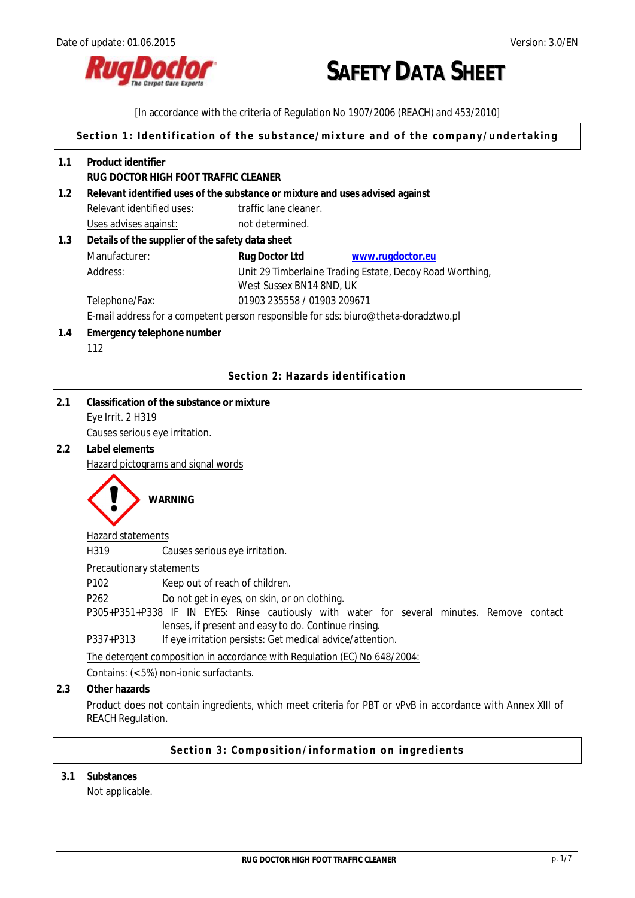Date of update: 01.06.2015 Version: 3.0/EN

# SAFETY DATA SHEET

[In accordance with the criteria of Regulation No 1907/2006 (REACH) and 453/2010]

## Section 1: Identification of the substance/mixture and of the company/undertaking

**1.1 Product identifier**

**RUG DOCTOR HIGH FOOT TRAFFIC CLEANER**

**1.2 Relevant identified uses of the substance or mixture and uses advised against**

Relevant identified uses: traffic lane cleaner.

Uses advises against: not determined.

**1.3 Details of the supplier of the safety data sheet**

| | | |
|---|---|---|
| Manufacturer: | **Rug Doctor Ltd** | **www.rugdoctor.eu** |
| Address: | Unit 29 Timberlaine Trading Estate, Decoy Road Worthing, West Sussex BN14 8ND, UK | |
| Telephone/Fax: | 01903 235558 / 01903 209671 | |

E-mail address for a competent person responsible for sds: biuro@theta-doradztwo.pl

**1.4 Emergency telephone number**

112

## Section 2: Hazards identification

**2.1 Classification of the substance or mixture**

Eye Irrit. 2 H319

Causes serious eye irritation.

**2.2 Label elements**

Hazard pictograms and signal words

**WARNING**

Hazard statements

| | |
|---|---|
| H319 | Causes serious eye irritation. |

Precautionary statements

| | |
|---|---|
| P102 | Keep out of reach of children. |
| P262 | Do not get in eyes, on skin, or on clothing. |
| P305+P351+P338 | IF IN EYES: Rinse cautiously with water for several minutes. Remove contact lenses, if present and easy to do. Continue rinsing. |
| P337+P313 | If eye irritation persists: Get medical advice/attention. |

The detergent composition in accordance with Regulation (EC) No 648/2004:

Contains: (<5%) non-ionic surfactants.

**2.3 Other hazards**

Product does not contain ingredients, which meet criteria for PBT or vPvB in accordance with Annex XIII of REACH Regulation.

## Section 3: Composition/information on ingredients

**3.1 Substances**

Not applicable.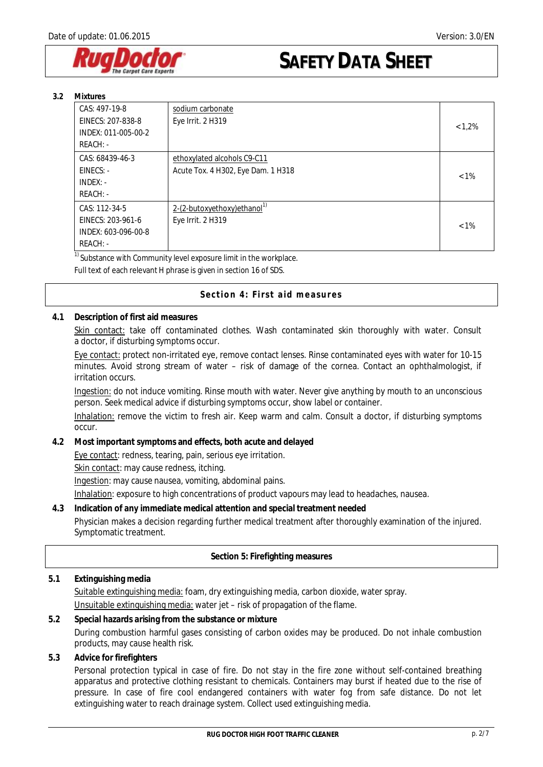### 3.2 Mixtures

| Identifiers | Substance / Classification | Concentration |
|---|---|---|
| CAS: 497-19-8<br>EINECS: 207-838-8<br>INDEX: 011-005-00-2<br>REACH: - | sodium carbonate<br>Eye Irrit. 2 H319 | <1,2% |
| CAS: 68439-46-3<br>EINECS: -<br>INDEX: -<br>REACH: - | ethoxylated alcohols C9-C11<br>Acute Tox. 4 H302, Eye Dam. 1 H318 | <1% |
| CAS: 112-34-5<br>EINECS: 203-961-6<br>INDEX: 603-096-00-8<br>REACH: - | 2-(2-butoxyethoxy)ethanol[1)]<br>Eye Irrit. 2 H319 | <1% |

[1)] Substance with Community level exposure limit in the workplace.

Full text of each relevant H phrase is given in section 16 of SDS.

## Section 4: First aid measures

### 4.1 Description of first aid measures

Skin contact: take off contaminated clothes. Wash contaminated skin thoroughly with water. Consult a doctor, if disturbing symptoms occur.

Eye contact: protect non-irritated eye, remove contact lenses. Rinse contaminated eyes with water for 10-15 minutes. Avoid strong stream of water – risk of damage of the cornea. Contact an ophthalmologist, if irritation occurs.

Ingestion: do not induce vomiting. Rinse mouth with water. Never give anything by mouth to an unconscious person. Seek medical advice if disturbing symptoms occur, show label or container.

Inhalation: remove the victim to fresh air. Keep warm and calm. Consult a doctor, if disturbing symptoms occur.

### 4.2 Most important symptoms and effects, both acute and delayed

Eye contact: redness, tearing, pain, serious eye irritation.

Skin contact: may cause redness, itching.

Ingestion: may cause nausea, vomiting, abdominal pains.

Inhalation: exposure to high concentrations of product vapours may lead to headaches, nausea.

### 4.3 Indication of any immediate medical attention and special treatment needed

Physician makes a decision regarding further medical treatment after thoroughly examination of the injured. Symptomatic treatment.

## Section 5: Firefighting measures

### 5.1 Extinguishing media

Suitable extinguishing media: foam, dry extinguishing media, carbon dioxide, water spray.

Unsuitable extinguishing media: water jet – risk of propagation of the flame.

### 5.2 Special hazards arising from the substance or mixture

During combustion harmful gases consisting of carbon oxides may be produced. Do not inhale combustion products, may cause health risk.

### 5.3 Advice for firefighters

Personal protection typical in case of fire. Do not stay in the fire zone without self-contained breathing apparatus and protective clothing resistant to chemicals. Containers may burst if heated due to the rise of pressure. In case of fire cool endangered containers with water fog from safe distance. Do not let extinguishing water to reach drainage system. Collect used extinguishing media.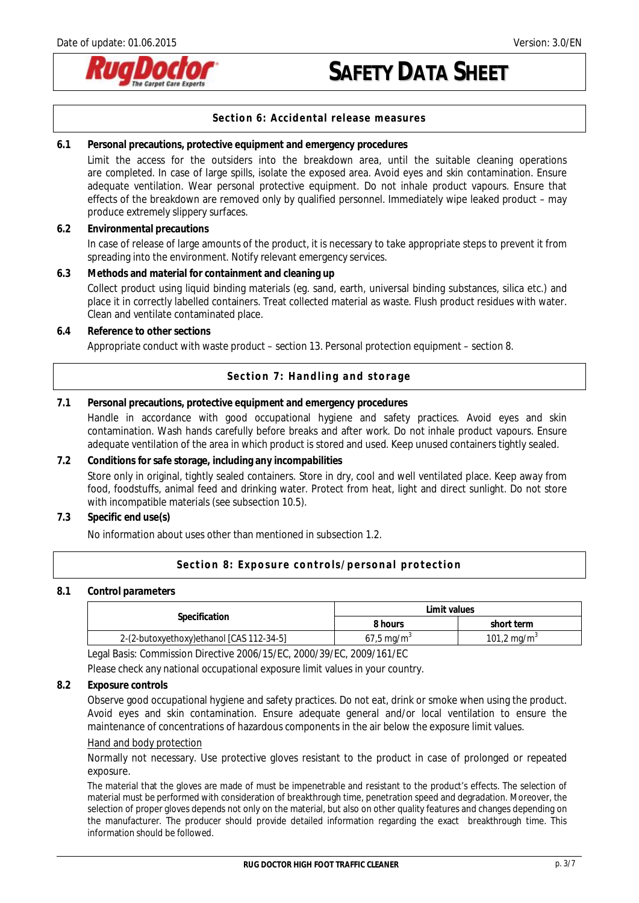## Section 6: Accidental release measures

### 6.1 Personal precautions, protective equipment and emergency procedures

Limit the access for the outsiders into the breakdown area, until the suitable cleaning operations are completed. In case of large spills, isolate the exposed area. Avoid eyes and skin contamination. Ensure adequate ventilation. Wear personal protective equipment. Do not inhale product vapours. Ensure that effects of the breakdown are removed only by qualified personnel. Immediately wipe leaked product – may produce extremely slippery surfaces.

### 6.2 Environmental precautions

In case of release of large amounts of the product, it is necessary to take appropriate steps to prevent it from spreading into the environment. Notify relevant emergency services.

### 6.3 Methods and material for containment and cleaning up

Collect product using liquid binding materials (eg. sand, earth, universal binding substances, silica etc.) and place it in correctly labelled containers. Treat collected material as waste. Flush product residues with water. Clean and ventilate contaminated place.

### 6.4 Reference to other sections

Appropriate conduct with waste product – section 13. Personal protection equipment – section 8.

## Section 7: Handling and storage

### 7.1 Personal precautions, protective equipment and emergency procedures

Handle in accordance with good occupational hygiene and safety practices. Avoid eyes and skin contamination. Wash hands carefully before breaks and after work. Do not inhale product vapours. Ensure adequate ventilation of the area in which product is stored and used. Keep unused containers tightly sealed.

### 7.2 Conditions for safe storage, including any incompatibilities

Store only in original, tightly sealed containers. Store in dry, cool and well ventilated place. Keep away from food, foodstuffs, animal feed and drinking water. Protect from heat, light and direct sunlight. Do not store with incompatible materials (see subsection 10.5).

### 7.3 Specific end use(s)

No information about uses other than mentioned in subsection 1.2.

## Section 8: Exposure controls/personal protection

### 8.1 Control parameters

| Specification | Limit values | |
|---|---|---|
| | 8 hours | short term |
| 2-(2-butoxyethoxy)ethanol [CAS 112-34-5] | 67,5 mg/m$^3$ | 101,2 mg/m$^3$ |

Legal Basis: Commission Directive 2006/15/EC, 2000/39/EC, 2009/161/EC

Please check any national occupational exposure limit values in your country.

### 8.2 Exposure controls

Observe good occupational hygiene and safety practices. Do not eat, drink or smoke when using the product. Avoid eyes and skin contamination. Ensure adequate general and/or local ventilation to ensure the maintenance of concentrations of hazardous components in the air below the exposure limit values.

Hand and body protection

Normally not necessary. Use protective gloves resistant to the product in case of prolonged or repeated exposure.

The material that the gloves are made of must be impenetrable and resistant to the product's effects. The selection of material must be performed with consideration of breakthrough time, penetration speed and degradation. Moreover, the selection of proper gloves depends not only on the material, but also on other quality features and changes depending on the manufacturer. The producer should provide detailed information regarding the exact breakthrough time. This information should be followed.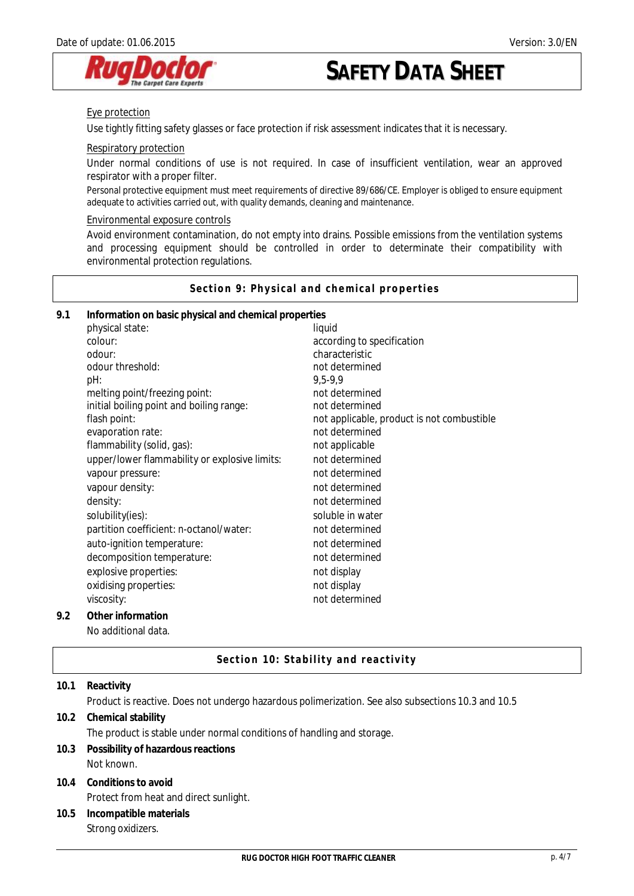Eye protection

Use tightly fitting safety glasses or face protection if risk assessment indicates that it is necessary.

Respiratory protection

Under normal conditions of use is not required. In case of insufficient ventilation, wear an approved respirator with a proper filter.

Personal protective equipment must meet requirements of directive 89/686/CE. Employer is obliged to ensure equipment adequate to activities carried out, with quality demands, cleaning and maintenance.

Environmental exposure controls

Avoid environment contamination, do not empty into drains. Possible emissions from the ventilation systems and processing equipment should be controlled in order to determinate their compatibility with environmental protection regulations.

## Section 9: Physical and chemical properties

**9.1 Information on basic physical and chemical properties**

| | |
|---|---|
| physical state: | liquid |
| colour: | according to specification |
| odour: | characteristic |
| odour threshold: | not determined |
| pH: | 9,5-9,9 |
| melting point/freezing point: | not determined |
| initial boiling point and boiling range: | not determined |
| flash point: | not applicable, product is not combustible |
| evaporation rate: | not determined |
| flammability (solid, gas): | not applicable |
| upper/lower flammability or explosive limits: | not determined |
| vapour pressure: | not determined |
| vapour density: | not determined |
| density: | not determined |
| solubility(ies): | soluble in water |
| partition coefficient: n-octanol/water: | not determined |
| auto-ignition temperature: | not determined |
| decomposition temperature: | not determined |
| explosive properties: | not display |
| oxidising properties: | not display |
| viscosity: | not determined |

**9.2 Other information**

No additional data.

## Section 10: Stability and reactivity

**10.1 Reactivity**

Product is reactive. Does not undergo hazardous polimerization. See also subsections 10.3 and 10.5

**10.2 Chemical stability**

The product is stable under normal conditions of handling and storage.

**10.3 Possibility of hazardous reactions**

Not known.

**10.4 Conditions to avoid**

Protect from heat and direct sunlight.

**10.5 Incompatible materials**

Strong oxidizers.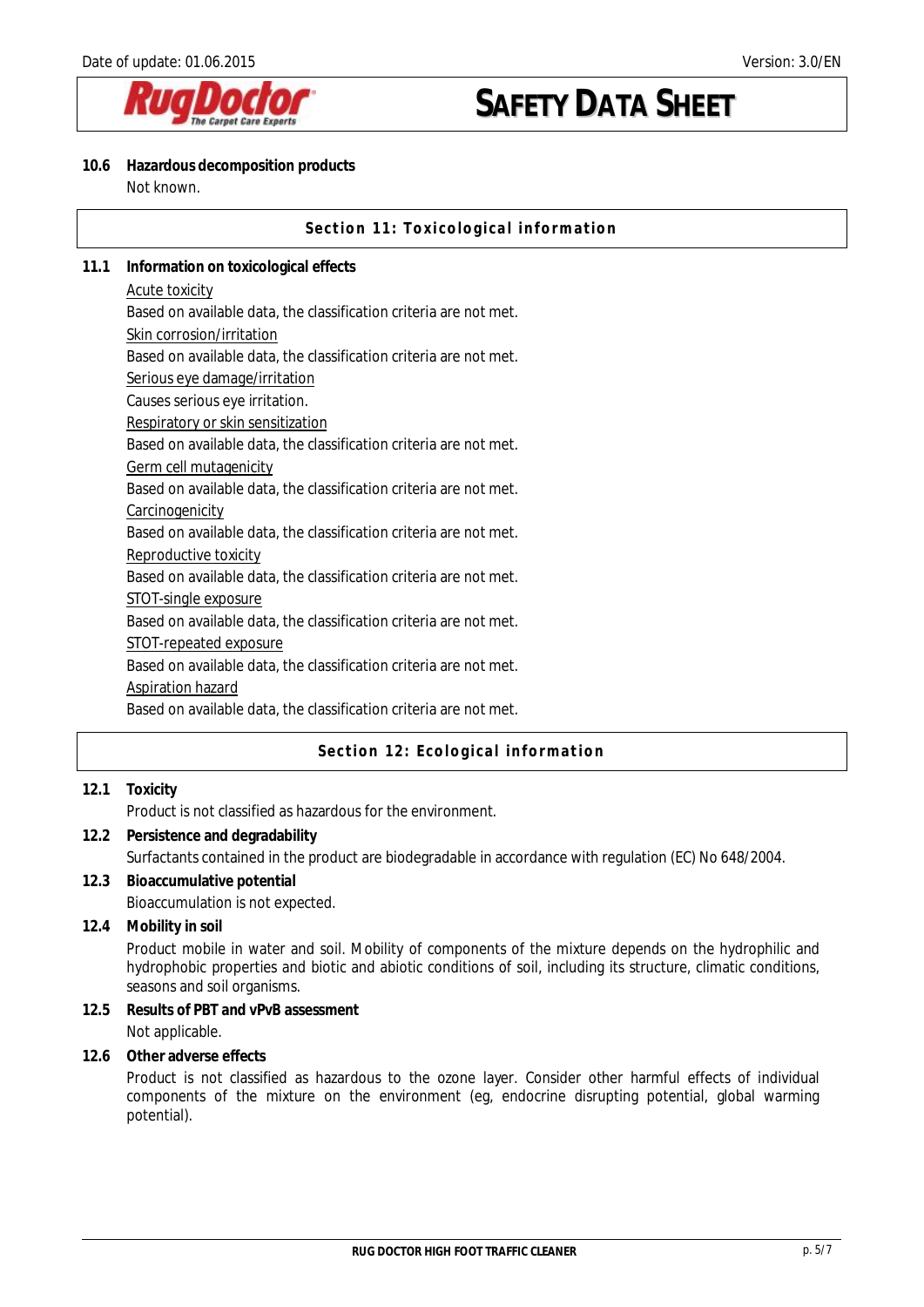**10.6 Hazardous decomposition products**

Not known.

## Section 11: Toxicological information

**11.1 Information on toxicological effects**

Acute toxicity

Based on available data, the classification criteria are not met.

Skin corrosion/irritation

Based on available data, the classification criteria are not met.

Serious eye damage/irritation

Causes serious eye irritation.

Respiratory or skin sensitization

Based on available data, the classification criteria are not met.

Germ cell mutagenicity

Based on available data, the classification criteria are not met.

Carcinogenicity

Based on available data, the classification criteria are not met.

Reproductive toxicity

Based on available data, the classification criteria are not met.

STOT-single exposure

Based on available data, the classification criteria are not met.

STOT-repeated exposure

Based on available data, the classification criteria are not met.

Aspiration hazard

Based on available data, the classification criteria are not met.

## Section 12: Ecological information

**12.1 Toxicity**

Product is not classified as hazardous for the environment.

**12.2 Persistence and degradability**

Surfactants contained in the product are biodegradable in accordance with regulation (EC) No 648/2004.

**12.3 Bioaccumulative potential**

Bioaccumulation is not expected.

**12.4 Mobility in soil**

Product mobile in water and soil. Mobility of components of the mixture depends on the hydrophilic and hydrophobic properties and biotic and abiotic conditions of soil, including its structure, climatic conditions, seasons and soil organisms.

**12.5 Results of PBT and vPvB assessment**

Not applicable.

**12.6 Other adverse effects**

Product is not classified as hazardous to the ozone layer. Consider other harmful effects of individual components of the mixture on the environment (eg, endocrine disrupting potential, global warming potential).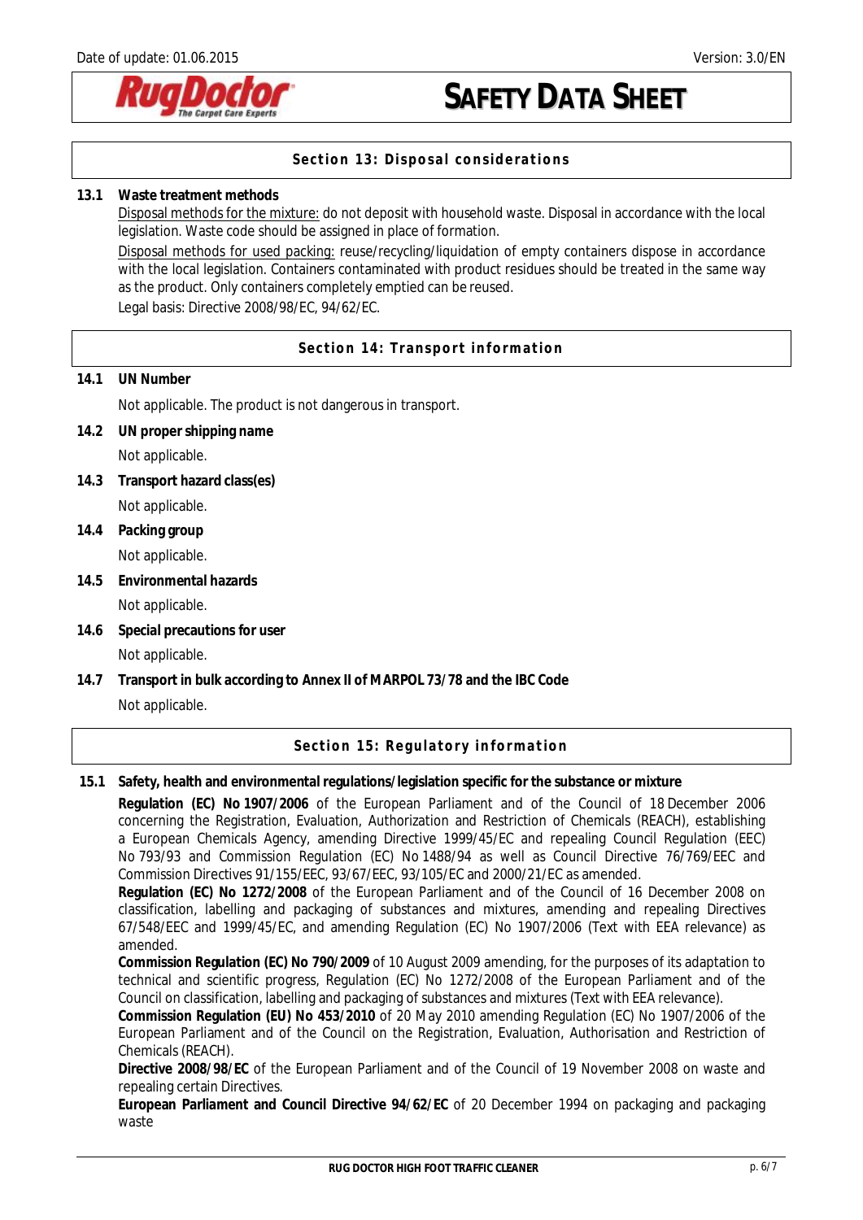## Section 13: Disposal considerations

### 13.1 Waste treatment methods

Disposal methods for the mixture: do not deposit with household waste. Disposal in accordance with the local legislation. Waste code should be assigned in place of formation.

Disposal methods for used packing: reuse/recycling/liquidation of empty containers dispose in accordance with the local legislation. Containers contaminated with product residues should be treated in the same way as the product. Only containers completely emptied can be reused.

Legal basis: Directive 2008/98/EC, 94/62/EC.

## Section 14: Transport information

### 14.1 UN Number

Not applicable. The product is not dangerous in transport.

### 14.2 UN proper shipping name

Not applicable.

### 14.3 Transport hazard class(es)

Not applicable.

### 14.4 Packing group

Not applicable.

### 14.5 Environmental hazards

Not applicable.

### 14.6 Special precautions for user

Not applicable.

### 14.7 Transport in bulk according to Annex II of MARPOL 73/78 and the IBC Code

Not applicable.

## Section 15: Regulatory information

### 15.1 Safety, health and environmental regulations/legislation specific for the substance or mixture

**Regulation (EC) No 1907/2006** of the European Parliament and of the Council of 18 December 2006 concerning the Registration, Evaluation, Authorization and Restriction of Chemicals (REACH), establishing a European Chemicals Agency, amending Directive 1999/45/EC and repealing Council Regulation (EEC) No 793/93 and Commission Regulation (EC) No 1488/94 as well as Council Directive 76/769/EEC and Commission Directives 91/155/EEC, 93/67/EEC, 93/105/EC and 2000/21/EC as amended.

**Regulation (EC) No 1272/2008** of the European Parliament and of the Council of 16 December 2008 on classification, labelling and packaging of substances and mixtures, amending and repealing Directives 67/548/EEC and 1999/45/EC, and amending Regulation (EC) No 1907/2006 (Text with EEA relevance) as amended.

**Commission Regulation (EC) No 790/2009** of 10 August 2009 amending, for the purposes of its adaptation to technical and scientific progress, Regulation (EC) No 1272/2008 of the European Parliament and of the Council on classification, labelling and packaging of substances and mixtures (Text with EEA relevance).

**Commission Regulation (EU) No 453/2010** of 20 May 2010 amending Regulation (EC) No 1907/2006 of the European Parliament and of the Council on the Registration, Evaluation, Authorisation and Restriction of Chemicals (REACH).

**Directive 2008/98/EC** of the European Parliament and of the Council of 19 November 2008 on waste and repealing certain Directives.

**European Parliament and Council Directive 94/62/EC** of 20 December 1994 on packaging and packaging waste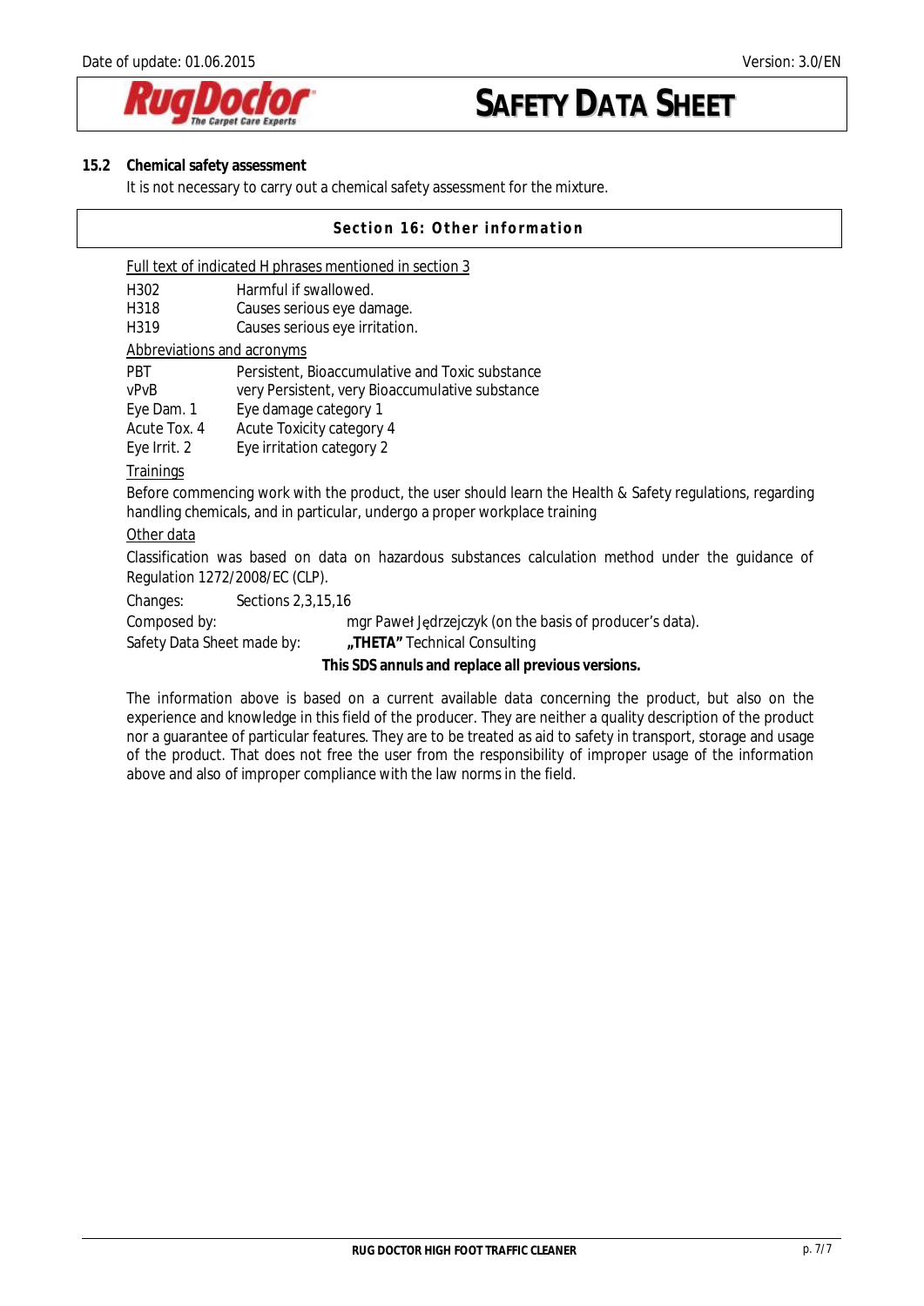### 15.2 Chemical safety assessment

It is not necessary to carry out a chemical safety assessment for the mixture.

## Section 16: Other information

Full text of indicated H phrases mentioned in section 3

| | |
|---|---|
| H302 | Harmful if swallowed. |
| H318 | Causes serious eye damage. |
| H319 | Causes serious eye irritation. |

Abbreviations and acronyms

| | |
|---|---|
| PBT | Persistent, Bioaccumulative and Toxic substance |
| vPvB | very Persistent, very Bioaccumulative substance |
| Eye Dam. 1 | Eye damage category 1 |
| Acute Tox. 4 | Acute Toxicity category 4 |
| Eye Irrit. 2 | Eye irritation category 2 |

Trainings

Before commencing work with the product, the user should learn the Health & Safety regulations, regarding handling chemicals, and in particular, undergo a proper workplace training

Other data

Classification was based on data on hazardous substances calculation method under the guidance of Regulation 1272/2008/EC (CLP).

Changes: Sections 2,3,15,16

Composed by: mgr Paweł Jędrzejczyk (on the basis of producer's data).

Safety Data Sheet made by: **„THETA"** Technical Consulting

**This SDS annuls and replace all previous versions.**

The information above is based on a current available data concerning the product, but also on the experience and knowledge in this field of the producer. They are neither a quality description of the product nor a guarantee of particular features. They are to be treated as aid to safety in transport, storage and usage of the product. That does not free the user from the responsibility of improper usage of the information above and also of improper compliance with the law norms in the field.